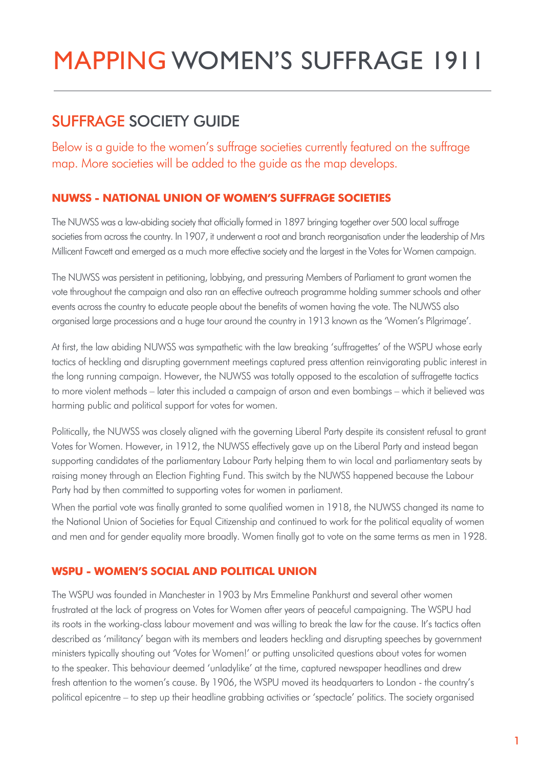# MAPPING WOMEN'S SUFFRAGE 1911

## SUFFRAGE SOCIETY GUIDE

Below is a guide to the women's suffrage societies currently featured on the suffrage map. More societies will be added to the guide as the map develops.

### NUWSS - NATIONAL UNION OF WOMEN'S SUFFRAGE SOCIETIES

The NUWSS was a law-abiding society that officially formed in 1897 bringing together over 500 local suffrage societies from across the country. In 1907, it underwent a root and branch reorganisation under the leadership of Mrs Millicent Fawcett and emerged as a much more effective society and the largest in the Votes for Women campaign.

The NUWSS was persistent in petitioning, lobbying, and pressuring Members of Parliament to grant women the vote throughout the campaign and also ran an effective outreach programme holding summer schools and other events across the country to educate people about the benefits of women having the vote. The NUWSS also organised large processions and a huge tour around the country in 1913 known as the 'Women's Pilgrimage'.

At first, the law abiding NUWSS was sympathetic with the law breaking 'suffragettes' of the WSPU whose early tactics of heckling and disrupting government meetings captured press attention reinvigorating public interest in the long running campaign. However, the NUWSS was totally opposed to the escalation of suffragette tactics to more violent methods – later this included a campaign of arson and even bombings – which it believed was harming public and political support for votes for women.

Politically, the NUWSS was closely aligned with the governing Liberal Party despite its consistent refusal to grant Votes for Women. However, in 1912, the NUWSS effectively gave up on the Liberal Party and instead began supporting candidates of the parliamentary Labour Party helping them to win local and parliamentary seats by raising money through an Election Fighting Fund. This switch by the NUWSS happened because the Labour Party had by then committed to supporting votes for women in parliament.

When the partial vote was finally granted to some qualified women in 1918, the NUWSS changed its name to the National Union of Societies for Equal Citizenship and continued to work for the political equality of women and men and for gender equality more broadly. Women finally got to vote on the same terms as men in 1928.

### WSPU - WOMEN'S SOCIAL AND POLITICAL UNION

The WSPU was founded in Manchester in 1903 by Mrs Emmeline Pankhurst and several other women frustrated at the lack of progress on Votes for Women after years of peaceful campaigning. The WSPU had its roots in the working-class labour movement and was willing to break the law for the cause. It's tactics often described as 'militancy' began with its members and leaders heckling and disrupting speeches by government ministers typically shouting out 'Votes for Women!' or putting unsolicited questions about votes for women to the speaker. This behaviour deemed 'unladylike' at the time, captured newspaper headlines and drew fresh attention to the women's cause. By 1906, the WSPU moved its headquarters to London - the country's political epicentre – to step up their headline grabbing activities or 'spectacle' politics. The society organised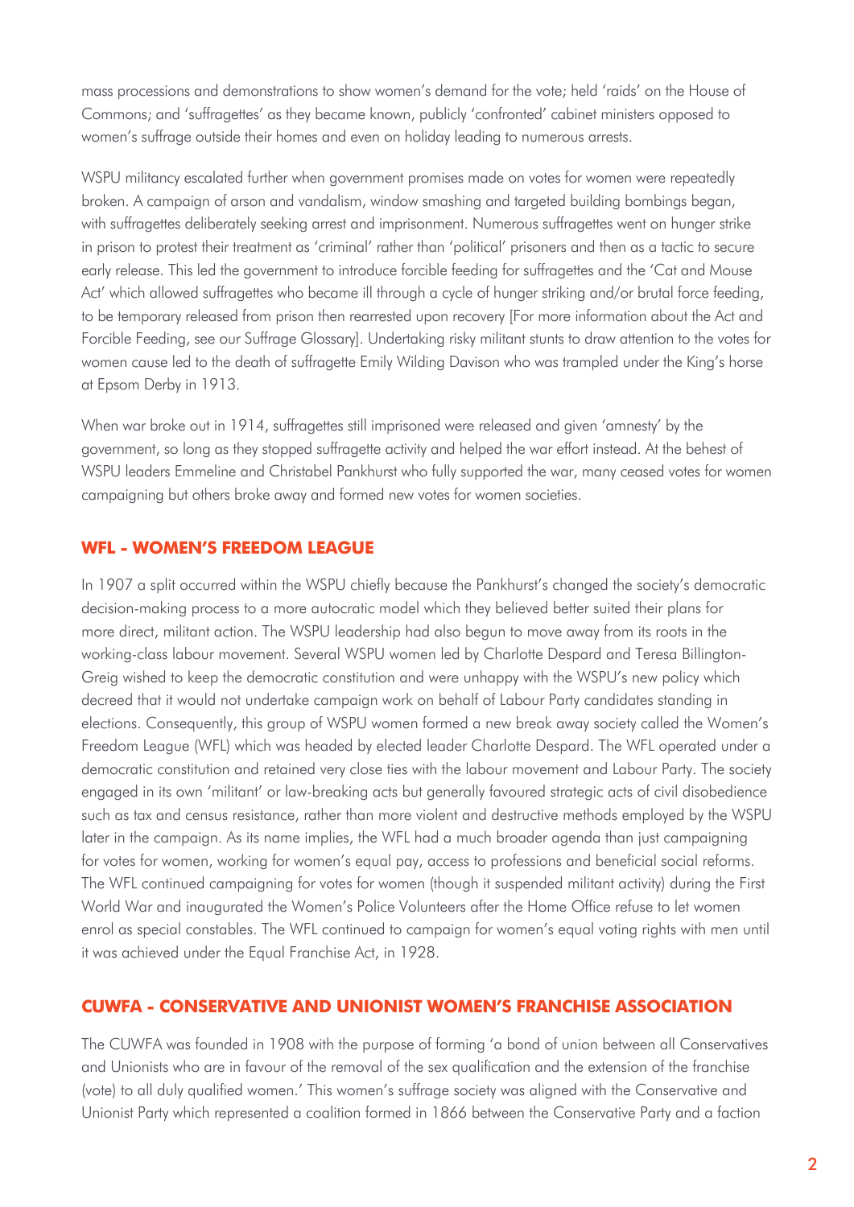mass processions and demonstrations to show women's demand for the vote; held 'raids' on the House of Commons; and 'suffragettes' as they became known, publicly 'confronted' cabinet ministers opposed to women's suffrage outside their homes and even on holiday leading to numerous arrests.

WSPU militancy escalated further when government promises made on votes for women were repeatedly broken. A campaign of arson and vandalism, window smashing and targeted building bombings began, with suffragettes deliberately seeking arrest and imprisonment. Numerous suffragettes went on hunger strike in prison to protest their treatment as 'criminal' rather than 'political' prisoners and then as a tactic to secure early release. This led the government to introduce forcible feeding for suffragettes and the 'Cat and Mouse Act' which allowed suffragettes who became ill through a cycle of hunger striking and/or brutal force feeding, to be temporary released from prison then rearrested upon recovery [For more information about the Act and Forcible Feeding, see our Suffrage Glossary]. Undertaking risky militant stunts to draw attention to the votes for women cause led to the death of suffragette Emily Wilding Davison who was trampled under the King's horse at Epsom Derby in 1913.

When war broke out in 1914, suffragettes still imprisoned were released and given 'amnesty' by the government, so long as they stopped suffragette activity and helped the war effort instead. At the behest of WSPU leaders Emmeline and Christabel Pankhurst who fully supported the war, many ceased votes for women campaigning but others broke away and formed new votes for women societies.

## WFL - WOMEN'S FREEDOM LEAGUE

In 1907 a split occurred within the WSPU chiefly because the Pankhurst's changed the society's democratic decision-making process to a more autocratic model which they believed better suited their plans for more direct, militant action. The WSPU leadership had also begun to move away from its roots in the working-class labour movement. Several WSPU women led by Charlotte Despard and Teresa Billington-Greig wished to keep the democratic constitution and were unhappy with the WSPU's new policy which decreed that it would not undertake campaign work on behalf of Labour Party candidates standing in elections. Consequently, this group of WSPU women formed a new break away society called the Women's Freedom League (WFL) which was headed by elected leader Charlotte Despard. The WFL operated under a democratic constitution and retained very close ties with the labour movement and Labour Party. The society engaged in its own 'militant' or law-breaking acts but generally favoured strategic acts of civil disobedience such as tax and census resistance, rather than more violent and destructive methods employed by the WSPU later in the campaign. As its name implies, the WFL had a much broader agenda than just campaigning for votes for women, working for women's equal pay, access to professions and beneficial social reforms. The WFL continued campaigning for votes for women (though it suspended militant activity) during the First World War and inaugurated the Women's Police Volunteers after the Home Office refuse to let women enrol as special constables. The WFL continued to campaign for women's equal voting rights with men until it was achieved under the Equal Franchise Act, in 1928.

## CUWFA - CONSERVATIVE AND UNIONIST WOMEN'S FRANCHISE ASSOCIATION

The CUWFA was founded in 1908 with the purpose of forming 'a bond of union between all Conservatives and Unionists who are in favour of the removal of the sex qualification and the extension of the franchise (vote) to all duly qualified women.' This women's suffrage society was aligned with the Conservative and Unionist Party which represented a coalition formed in 1866 between the Conservative Party and a faction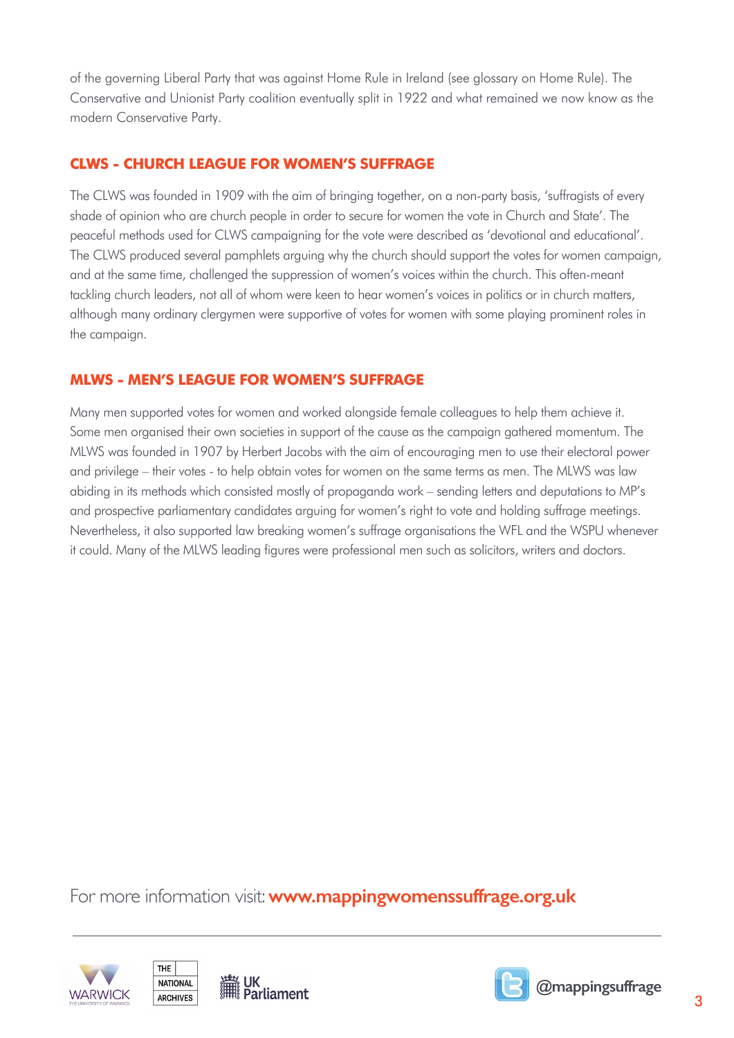of the governing Liberal Party that was against Home Rule in Ireland (see glossary on Home Rule). The Conservative and Unionist Party coalition eventually split in 1922 and what remained we now know as the modern Conservative Party.

## CLWS - CHURCH LEAGUE FOR WOMEN'S SUFFRAGE

The CLWS was founded in 1909 with the aim of bringing together, on a non-party basis, 'suffragists of every shade of opinion who are church people in order to secure for women the vote in Church and State'. The peaceful methods used for CLWS campaigning for the vote were described as 'devotional and educational'. The CLWS produced several pamphlets arguing why the church should support the votes for women campaign, and at the same time, challenged the suppression of women's voices within the church. This often-meant tackling church leaders, not all of whom were keen to hear women's voices in politics or in church matters, although many ordinary clergymen were supportive of votes for women with some playing prominent roles in the campaign.

## MLWS - MEN'S LEAGUE FOR WOMEN'S SUFFRAGE

Many men supported votes for women and worked alongside female colleagues to help them achieve it. Some men organised their own societies in support of the cause as the campaign gathered momentum. The MLWS was founded in 1907 by Herbert Jacobs with the aim of encouraging men to use their electoral power and privilege – their votes - to help obtain votes for women on the same terms as men. The MLWS was law abiding in its methods which consisted mostly of propaganda work – sending letters and deputations to MP's and prospective parliamentary candidates arguing for women's right to vote and holding suffrage meetings. Nevertheless, it also supported law breaking women's suffrage organisations the WFL and the WSPU whenever it could. Many of the MLWS leading figures were professional men such as solicitors, writers and doctors.

For more information visit: **www.mappingwomenssuffrage.org.uk**

@mappingsuffrage